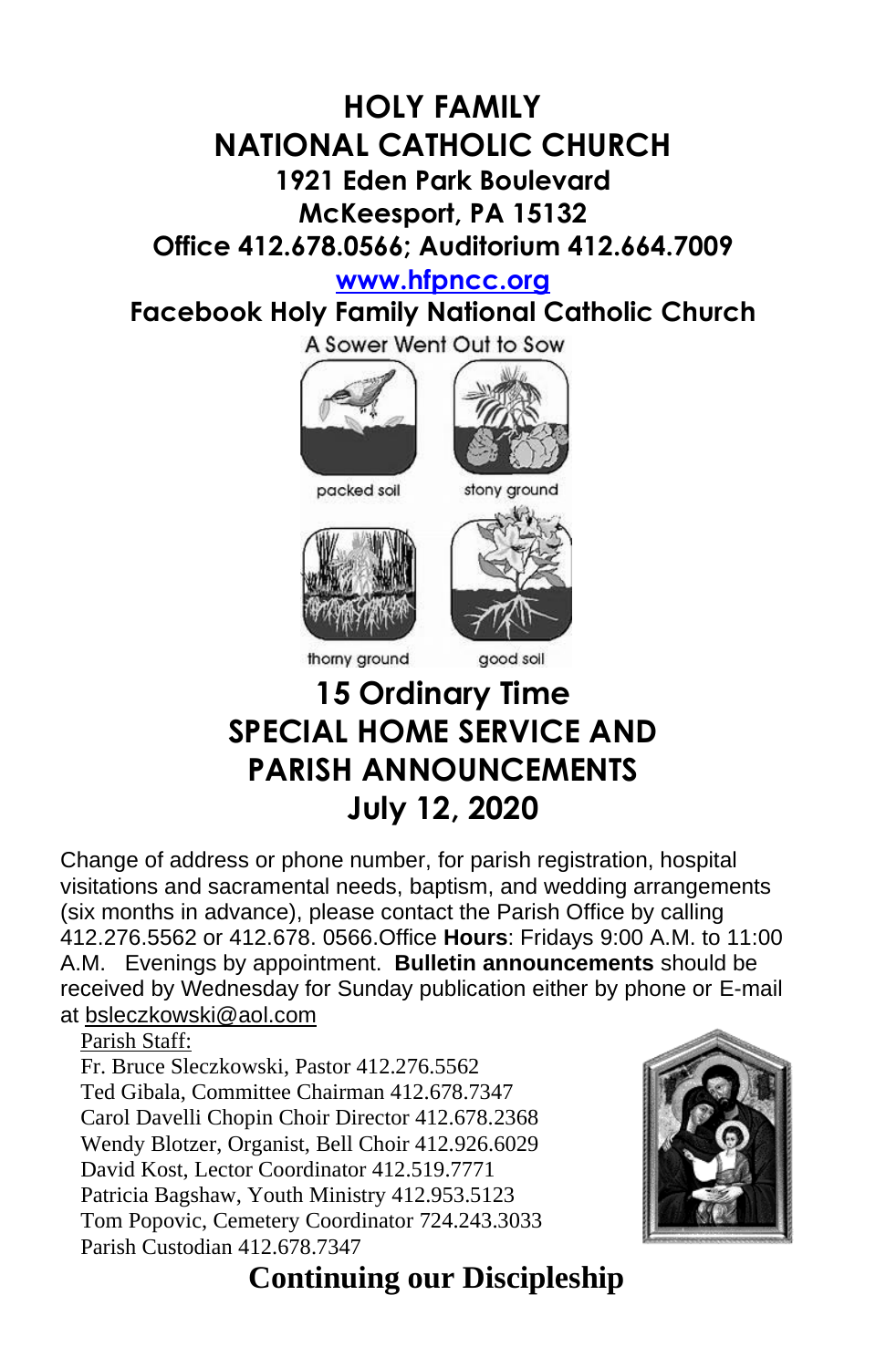# HOLY FAMILY NATIONAL CATHOLIC CHURCH

**1921 Eden Park Boulevard**
**McKeesport, PA 15132**
**Office 412.678.0566; Auditorium 412.664.7009**

**[www.hfpncc.org](http://www.hfpncc.org)**

**Facebook Holy Family National Catholic Church**

A Sower Went Out to Sow

packed soil stony ground

thorny ground good soil

## 15 Ordinary Time
## SPECIAL HOME SERVICE AND PARISH ANNOUNCEMENTS
## July 12, 2020

Change of address or phone number, for parish registration, hospital visitations and sacramental needs, baptism, and wedding arrangements (six months in advance), please contact the Parish Office by calling 412.276.5562 or 412.678. 0566.Office **Hours**: Fridays 9:00 A.M. to 11:00 A.M. Evenings by appointment. **Bulletin announcements** should be received by Wednesday for Sunday publication either by phone or E-mail at bsleczkowski@aol.com

Parish Staff:
Fr. Bruce Sleczkowski, Pastor 412.276.5562
Ted Gibala, Committee Chairman 412.678.7347
Carol Davelli Chopin Choir Director 412.678.2368
Wendy Blotzer, Organist, Bell Choir 412.926.6029
David Kost, Lector Coordinator 412.519.7771
Patricia Bagshaw, Youth Ministry 412.953.5123
Tom Popovic, Cemetery Coordinator 724.243.3033
Parish Custodian 412.678.7347

## Continuing our Discipleship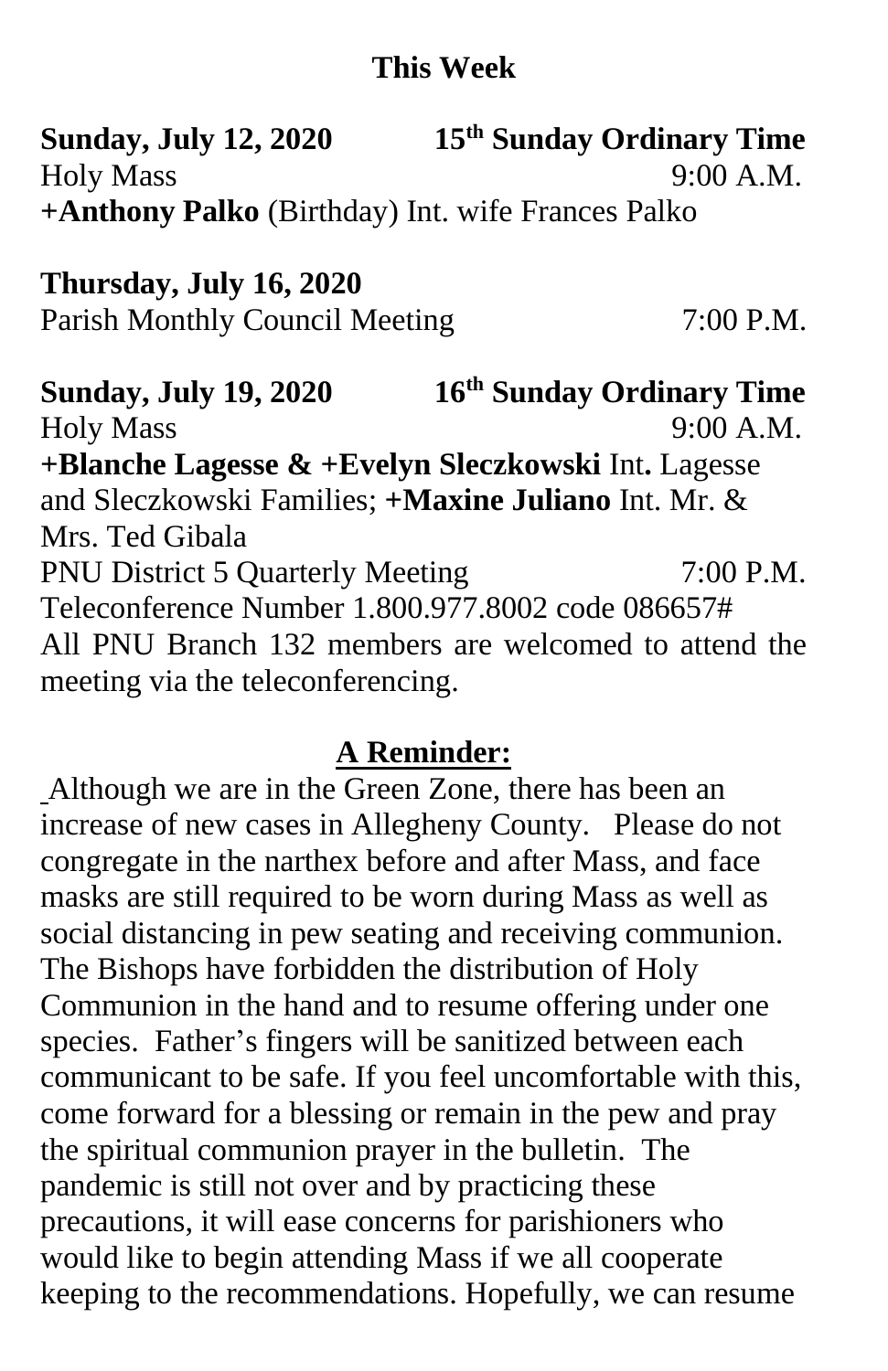## This Week

**Sunday, July 12, 2020** **15th Sunday Ordinary Time**
Holy Mass 9:00 A.M.
**+Anthony Palko** (Birthday) Int. wife Frances Palko

**Thursday, July 16, 2020**
Parish Monthly Council Meeting 7:00 P.M.

**Sunday, July 19, 2020** **16th Sunday Ordinary Time**
Holy Mass 9:00 A.M.
**+Blanche Lagesse & +Evelyn Sleczkowski** Int**.** Lagesse and Sleczkowski Families; **+Maxine Juliano** Int. Mr. & Mrs. Ted Gibala
PNU District 5 Quarterly Meeting 7:00 P.M.
Teleconference Number 1.800.977.8002 code 086657#
All PNU Branch 132 members are welcomed to attend the meeting via the teleconferencing.

## A Reminder:

Although we are in the Green Zone, there has been an increase of new cases in Allegheny County. Please do not congregate in the narthex before and after Mass, and face masks are still required to be worn during Mass as well as social distancing in pew seating and receiving communion. The Bishops have forbidden the distribution of Holy Communion in the hand and to resume offering under one species. Father's fingers will be sanitized between each communicant to be safe. If you feel uncomfortable with this, come forward for a blessing or remain in the pew and pray the spiritual communion prayer in the bulletin. The pandemic is still not over and by practicing these precautions, it will ease concerns for parishioners who would like to begin attending Mass if we all cooperate keeping to the recommendations. Hopefully, we can resume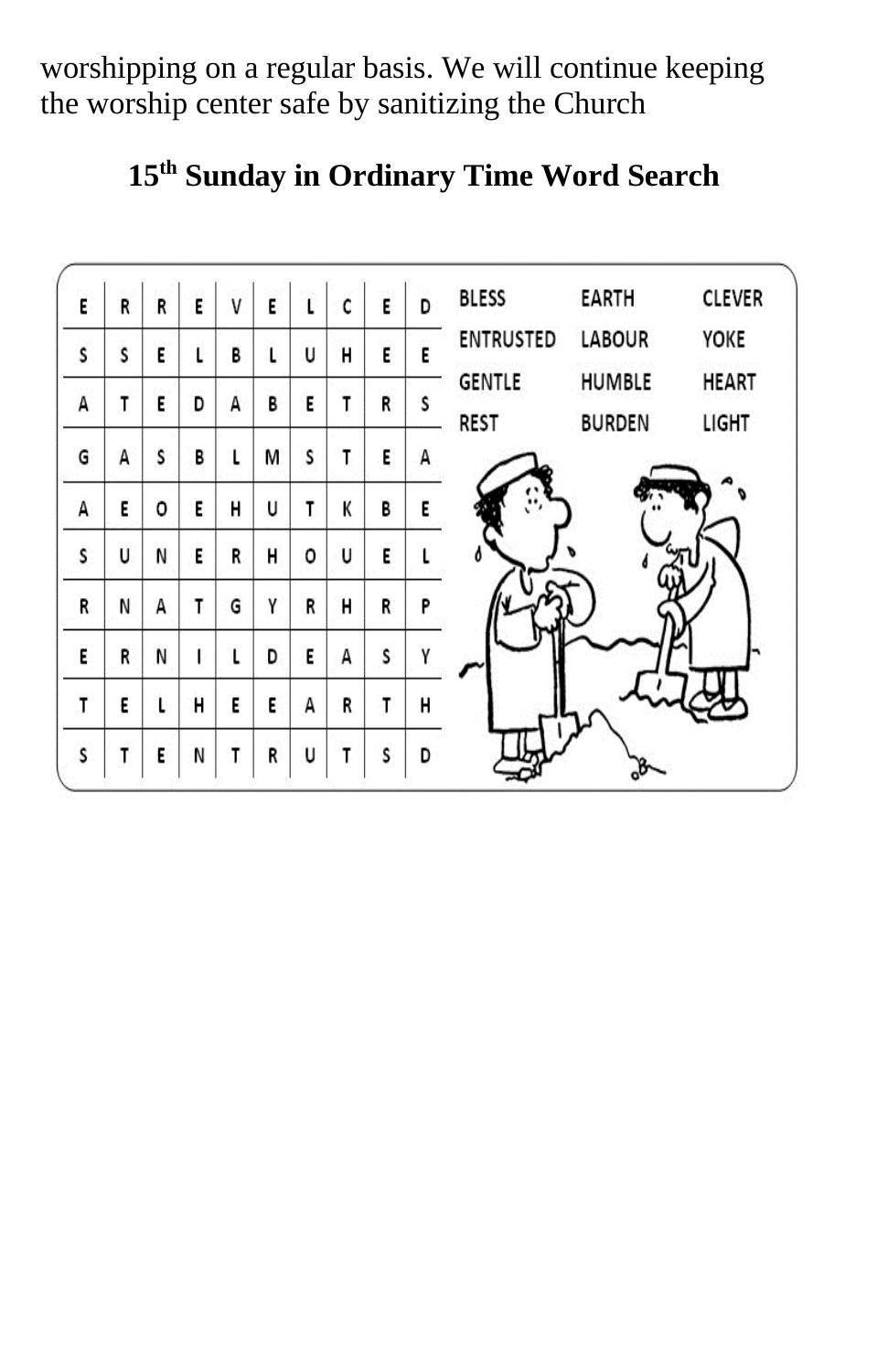worshipping on a regular basis. We will continue keeping the worship center safe by sanitizing the Church

## 15th Sunday in Ordinary Time Word Search

| | | | | | | | | | |
|---|---|---|---|---|---|---|---|---|---|
| E | R | R | E | V | E | L | C | E | D |
| S | S | E | L | B | L | U | H | E | E |
| A | T | E | D | A | B | E | T | R | S |
| G | A | S | B | L | M | S | T | E | A |
| A | E | O | E | H | U | T | K | B | E |
| S | U | N | E | R | H | O | U | E | L |
| R | N | A | T | G | Y | R | H | R | P |
| E | R | N | I | L | D | E | A | S | Y |
| T | E | L | H | E | E | A | R | T | H |
| S | T | E | N | T | R | U | T | S | D |

| | | |
|---|---|---|
| BLESS | EARTH | CLEVER |
| ENTRUSTED | LABOUR | YOKE |
| GENTLE | HUMBLE | HEART |
| REST | BURDEN | LIGHT |